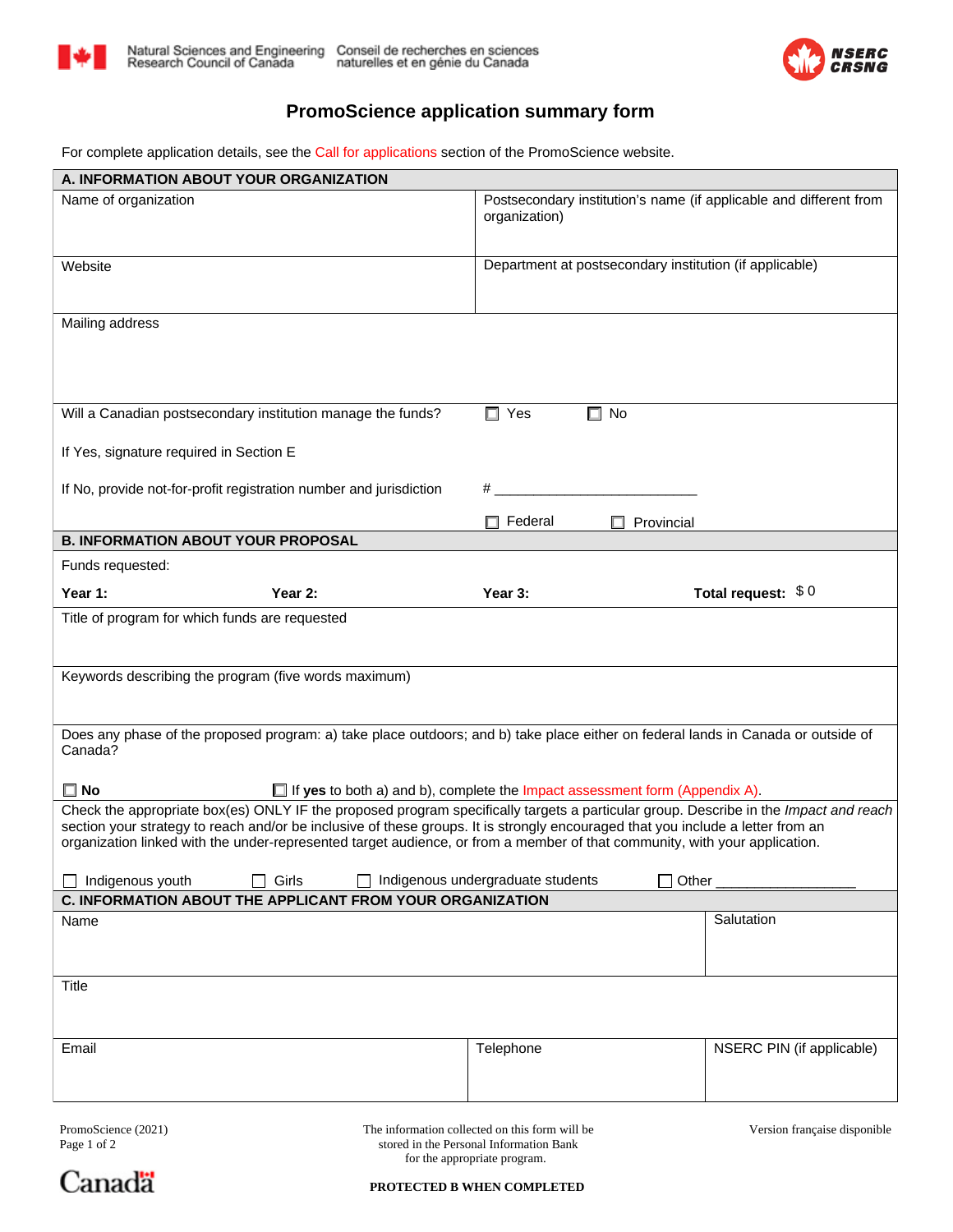Natural Sciences and Engineering Research Council of Canada | Conseil de recherches en sciences naturelles et en génie du Canada

NSERC CRSNG

# PromoScience application summary form

For complete application details, see the Call for applications section of the PromoScience website.

## A. INFORMATION ABOUT YOUR ORGANIZATION

| Name of organization | Postsecondary institution's name (if applicable and different from organization) |
|---|---|
| Website | Department at postsecondary institution (if applicable) |

Mailing address

Will a Canadian postsecondary institution manage the funds? ☐ Yes ☐ No

If Yes, signature required in Section E

If No, provide not-for-profit registration number and jurisdiction # ___________________________

☐ Federal ☐ Provincial

## B. INFORMATION ABOUT YOUR PROPOSAL

Funds requested:

| Year 1: | Year 2: | Year 3: | Total request: $ 0 |
|---|---|---|---|

Title of program for which funds are requested

Keywords describing the program (five words maximum)

Does any phase of the proposed program: a) take place outdoors; and b) take place either on federal lands in Canada or outside of Canada?

☐ **No** ☐ If **yes** to both a) and b), complete the Impact assessment form (Appendix A).

Check the appropriate box(es) ONLY IF the proposed program specifically targets a particular group. Describe in the *Impact and reach* section your strategy to reach and/or be inclusive of these groups. It is strongly encouraged that you include a letter from an organization linked with the under-represented target audience, or from a member of that community, with your application.

☐ Indigenous youth ☐ Girls ☐ Indigenous undergraduate students ☐ Other __________________

## C. INFORMATION ABOUT THE APPLICANT FROM YOUR ORGANIZATION

| Name | | Salutation |
|---|---|---|
| Title | | |
| Email | Telephone | NSERC PIN (if applicable) |

PromoScience (2021)

The information collected on this form will be stored in the Personal Information Bank for the appropriate program.

Version française disponible

**PROTECTED B WHEN COMPLETED**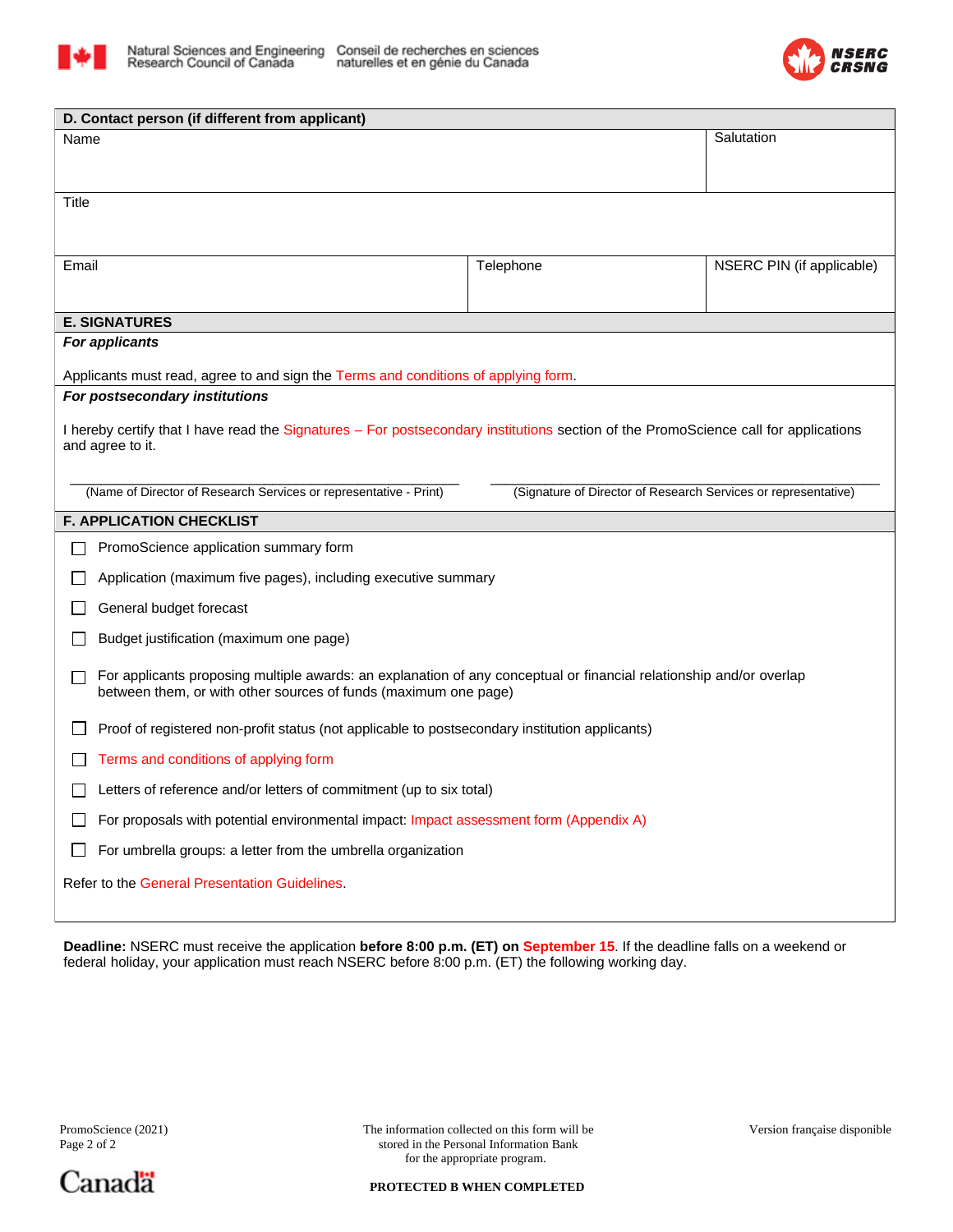## D. Contact person (if different from applicant)

| | |
|---|---|
| Name | Salutation |

| |
|---|
| Title |

| | | |
|---|---|---|
| Email | Telephone | NSERC PIN (if applicable) |

## E. SIGNATURES

***For applicants***

Applicants must read, agree to and sign the Terms and conditions of applying form.

***For postsecondary institutions***

I hereby certify that I have read the Signatures – For postsecondary institutions section of the PromoScience call for applications and agree to it.

(Name of Director of Research Services or representative - Print)

(Signature of Director of Research Services or representative)

## F. APPLICATION CHECKLIST

- ☐ PromoScience application summary form
- ☐ Application (maximum five pages), including executive summary
- ☐ General budget forecast
- ☐ Budget justification (maximum one page)
- ☐ For applicants proposing multiple awards: an explanation of any conceptual or financial relationship and/or overlap between them, or with other sources of funds (maximum one page)
- ☐ Proof of registered non-profit status (not applicable to postsecondary institution applicants)
- ☐ Terms and conditions of applying form
- ☐ Letters of reference and/or letters of commitment (up to six total)
- ☐ For proposals with potential environmental impact: Impact assessment form (Appendix A)
- ☐ For umbrella groups: a letter from the umbrella organization

Refer to the General Presentation Guidelines.

**Deadline:** NSERC must receive the application **before 8:00 p.m. (ET) on September 15**. If the deadline falls on a weekend or federal holiday, your application must reach NSERC before 8:00 p.m. (ET) the following working day.

PromoScience (2021)

The information collected on this form will be stored in the Personal Information Bank for the appropriate program.

Version française disponible

**PROTECTED B WHEN COMPLETED**